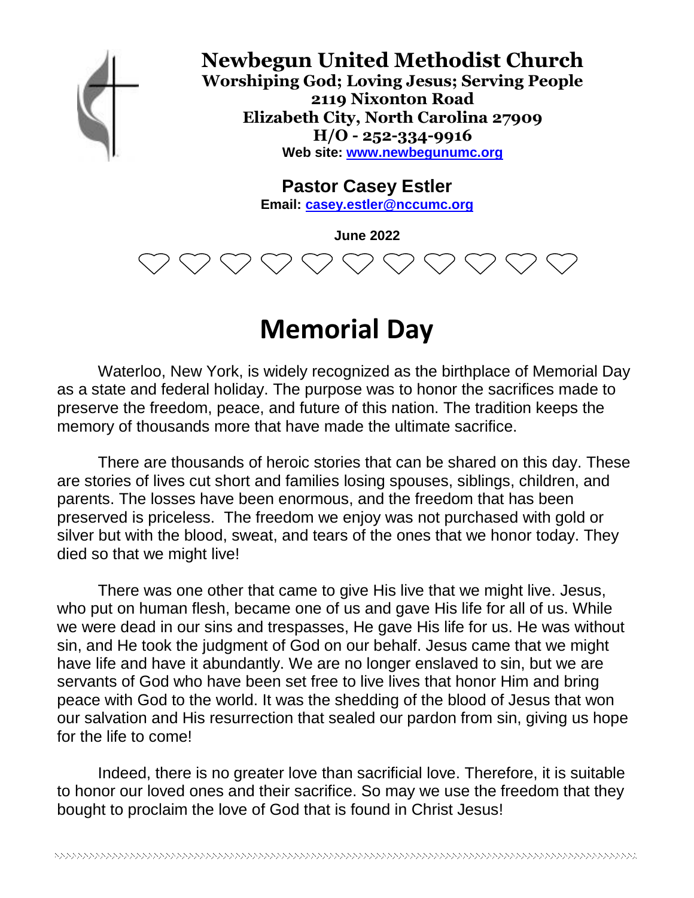# Newbegun United Methodist Church

**Worshiping God; Loving Jesus; Serving People**
**2119 Nixonton Road**
**Elizabeth City, North Carolina 27909**
**H/O - 252-334-9916**
**Web site: www.newbegunumc.org**

**Pastor Casey Estler**
**Email: casey.estler@nccumc.org**

**June 2022**

♡ ♡ ♡ ♡ ♡ ♡ ♡ ♡ ♡ ♡ ♡

# Memorial Day

Waterloo, New York, is widely recognized as the birthplace of Memorial Day as a state and federal holiday. The purpose was to honor the sacrifices made to preserve the freedom, peace, and future of this nation. The tradition keeps the memory of thousands more that have made the ultimate sacrifice.

There are thousands of heroic stories that can be shared on this day. These are stories of lives cut short and families losing spouses, siblings, children, and parents. The losses have been enormous, and the freedom that has been preserved is priceless. The freedom we enjoy was not purchased with gold or silver but with the blood, sweat, and tears of the ones that we honor today. They died so that we might live!

There was one other that came to give His live that we might live. Jesus, who put on human flesh, became one of us and gave His life for all of us. While we were dead in our sins and trespasses, He gave His life for us. He was without sin, and He took the judgment of God on our behalf. Jesus came that we might have life and have it abundantly. We are no longer enslaved to sin, but we are servants of God who have been set free to live lives that honor Him and bring peace with God to the world. It was the shedding of the blood of Jesus that won our salvation and His resurrection that sealed our pardon from sin, giving us hope for the life to come!

Indeed, there is no greater love than sacrificial love. Therefore, it is suitable to honor our loved ones and their sacrifice. So may we use the freedom that they bought to proclaim the love of God that is found in Christ Jesus!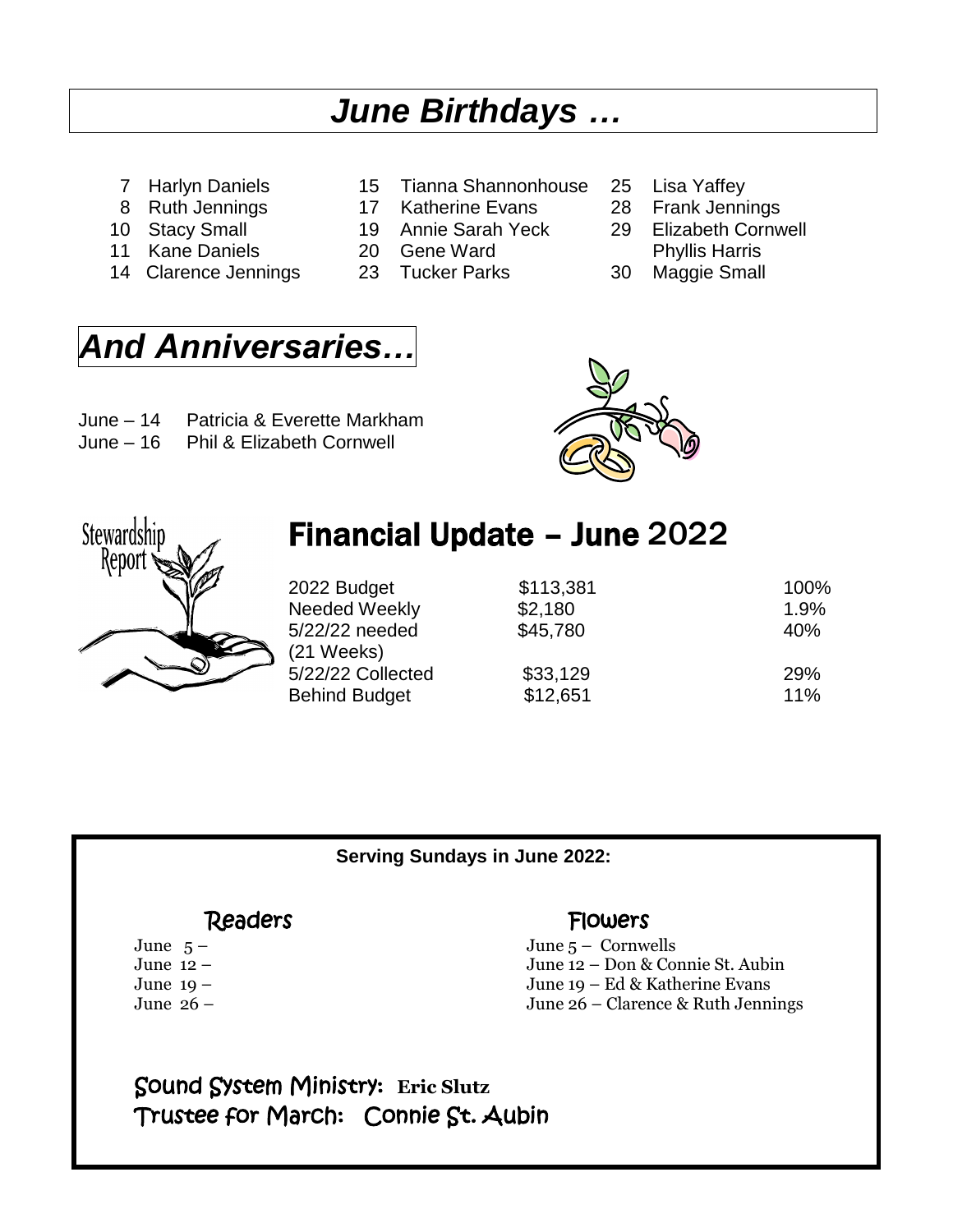# *June Birthdays …*

- 7 Harlyn Daniels
- 8 Ruth Jennings
- 10 Stacy Small
- 11 Kane Daniels
- 14 Clarence Jennings
- 15 Tianna Shannonhouse
- 17 Katherine Evans
- 19 Annie Sarah Yeck
- 20 Gene Ward
- 23 Tucker Parks
- 25 Lisa Yaffey
- 28 Frank Jennings
- 29 Elizabeth Cornwell
  Phyllis Harris
- 30 Maggie Small

# *And Anniversaries…*

June – 14 Patricia & Everette Markham
June – 16 Phil & Elizabeth Cornwell

Stewardship Report

# Financial Update – June 2022

| | | |
|---|---|---|
| 2022 Budget | $113,381 | 100% |
| Needed Weekly | $2,180 | 1.9% |
| 5/22/22 needed (21 Weeks) | $45,780 | 40% |
| 5/22/22 Collected | $33,129 | 29% |
| Behind Budget | $12,651 | 11% |

**Serving Sundays in June 2022:**

**Readers**

June 5 –
June 12 –
June 19 –
June 26 –

**Flowers**

June 5 – Cornwells
June 12 – Don & Connie St. Aubin
June 19 – Ed & Katherine Evans
June 26 – Clarence & Ruth Jennings

Sound System Ministry: **Eric Slutz**
Trustee for March: Connie St. Aubin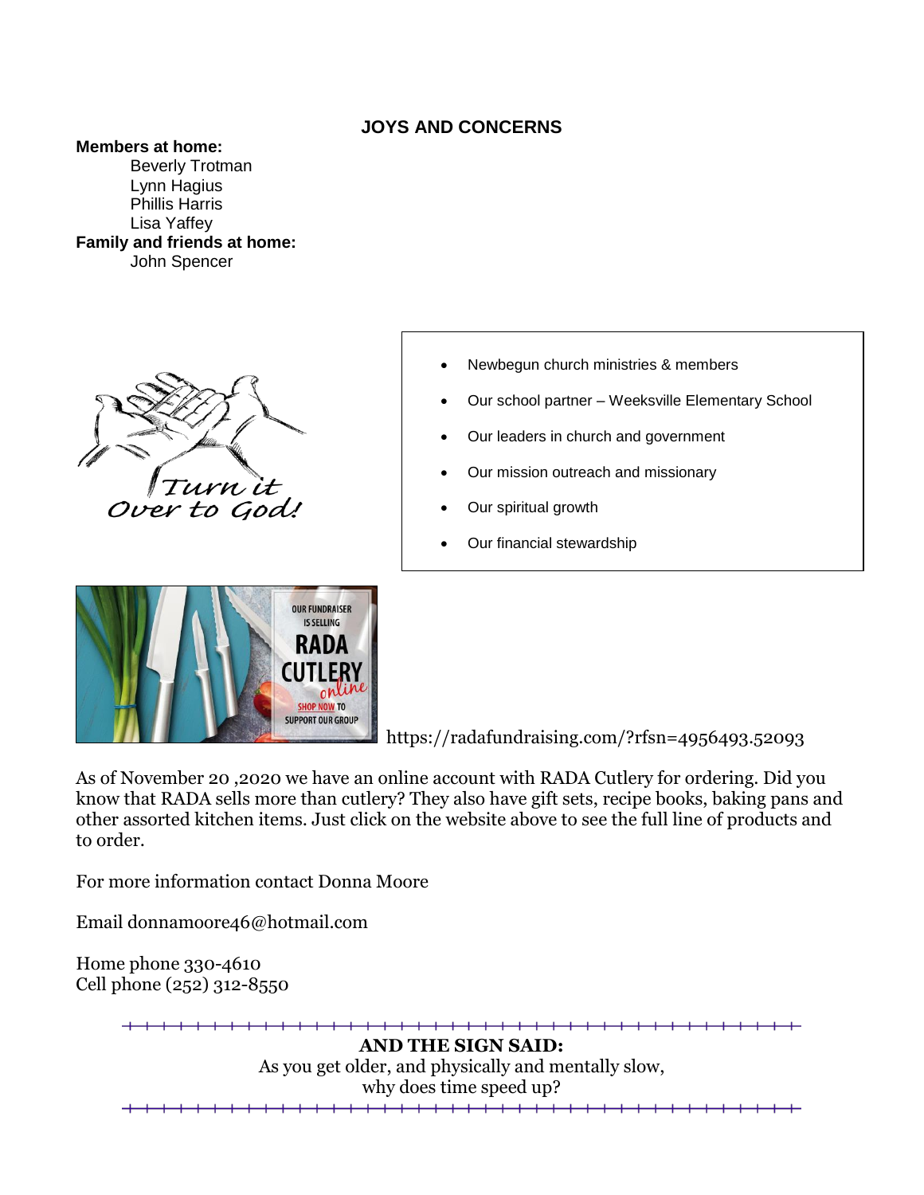## JOYS AND CONCERNS

**Members at home:**

Beverly Trotman
Lynn Hagius
Phillis Harris
Lisa Yaffey

**Family and friends at home:**

John Spencer

- Newbegun church ministries & members
- Our school partner – Weeksville Elementary School
- Our leaders in church and government
- Our mission outreach and missionary
- Our spiritual growth
- Our financial stewardship

https://radafundraising.com/?rfsn=4956493.52093

As of November 20 ,2020 we have an online account with RADA Cutlery for ordering. Did you know that RADA sells more than cutlery? They also have gift sets, recipe books, baking pans and other assorted kitchen items. Just click on the website above to see the full line of products and to order.

For more information contact Donna Moore

Email donnamoore46@hotmail.com

Home phone 330-4610
Cell phone (252) 312-8550

**AND THE SIGN SAID:**
As you get older, and physically and mentally slow,
why does time speed up?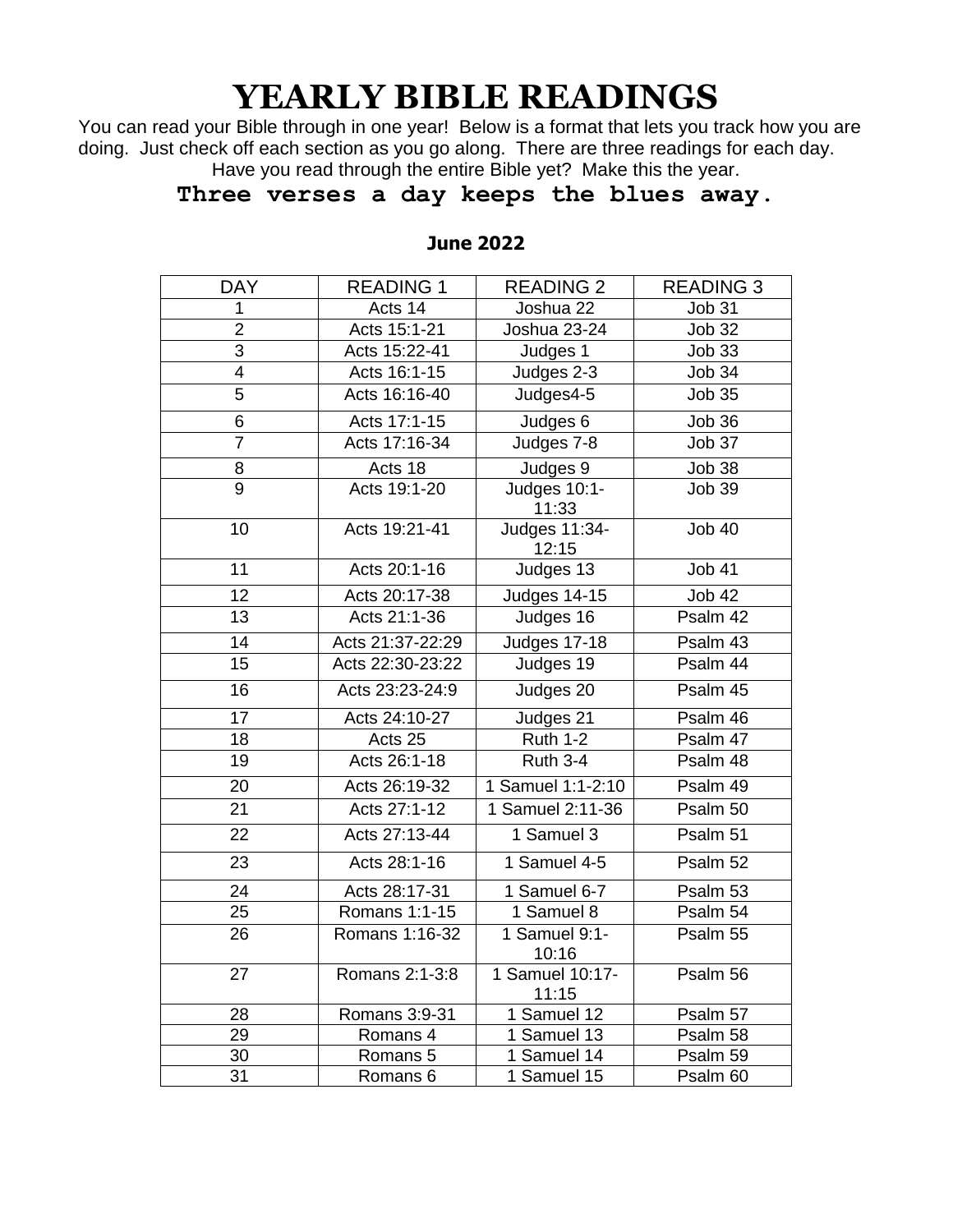# YEARLY BIBLE READINGS

You can read your Bible through in one year! Below is a format that lets you track how you are doing. Just check off each section as you go along. There are three readings for each day. Have you read through the entire Bible yet? Make this the year.

**Three verses a day keeps the blues away.**

**June 2022**

| DAY | READING 1 | READING 2 | READING 3 |
|---|---|---|---|
| 1 | Acts 14 | Joshua 22 | Job 31 |
| 2 | Acts 15:1-21 | Joshua 23-24 | Job 32 |
| 3 | Acts 15:22-41 | Judges 1 | Job 33 |
| 4 | Acts 16:1-15 | Judges 2-3 | Job 34 |
| 5 | Acts 16:16-40 | Judges4-5 | Job 35 |
| 6 | Acts 17:1-15 | Judges 6 | Job 36 |
| 7 | Acts 17:16-34 | Judges 7-8 | Job 37 |
| 8 | Acts 18 | Judges 9 | Job 38 |
| 9 | Acts 19:1-20 | Judges 10:1-11:33 | Job 39 |
| 10 | Acts 19:21-41 | Judges 11:34-12:15 | Job 40 |
| 11 | Acts 20:1-16 | Judges 13 | Job 41 |
| 12 | Acts 20:17-38 | Judges 14-15 | Job 42 |
| 13 | Acts 21:1-36 | Judges 16 | Psalm 42 |
| 14 | Acts 21:37-22:29 | Judges 17-18 | Psalm 43 |
| 15 | Acts 22:30-23:22 | Judges 19 | Psalm 44 |
| 16 | Acts 23:23-24:9 | Judges 20 | Psalm 45 |
| 17 | Acts 24:10-27 | Judges 21 | Psalm 46 |
| 18 | Acts 25 | Ruth 1-2 | Psalm 47 |
| 19 | Acts 26:1-18 | Ruth 3-4 | Psalm 48 |
| 20 | Acts 26:19-32 | 1 Samuel 1:1-2:10 | Psalm 49 |
| 21 | Acts 27:1-12 | 1 Samuel 2:11-36 | Psalm 50 |
| 22 | Acts 27:13-44 | 1 Samuel 3 | Psalm 51 |
| 23 | Acts 28:1-16 | 1 Samuel 4-5 | Psalm 52 |
| 24 | Acts 28:17-31 | 1 Samuel 6-7 | Psalm 53 |
| 25 | Romans 1:1-15 | 1 Samuel 8 | Psalm 54 |
| 26 | Romans 1:16-32 | 1 Samuel 9:1-10:16 | Psalm 55 |
| 27 | Romans 2:1-3:8 | 1 Samuel 10:17-11:15 | Psalm 56 |
| 28 | Romans 3:9-31 | 1 Samuel 12 | Psalm 57 |
| 29 | Romans 4 | 1 Samuel 13 | Psalm 58 |
| 30 | Romans 5 | 1 Samuel 14 | Psalm 59 |
| 31 | Romans 6 | 1 Samuel 15 | Psalm 60 |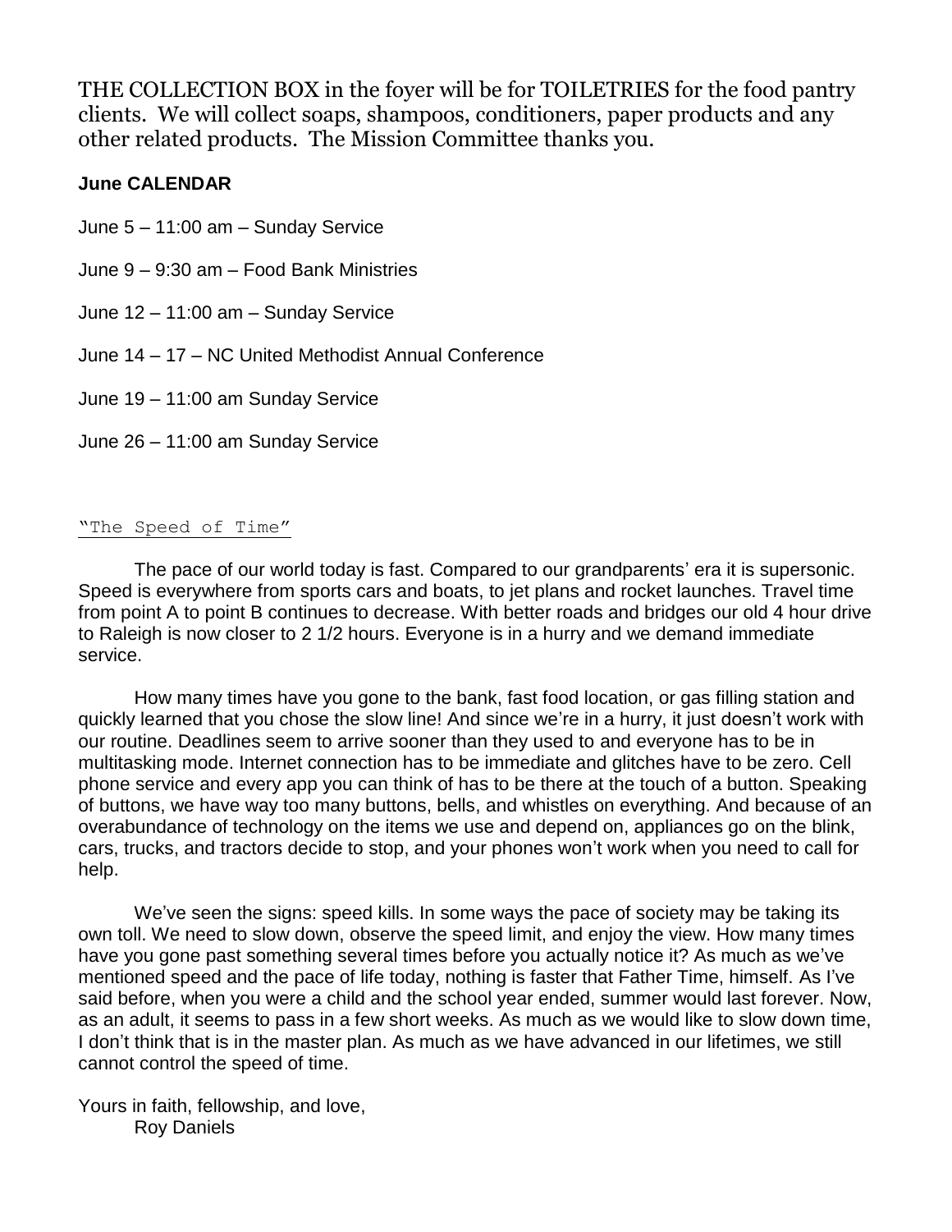THE COLLECTION BOX in the foyer will be for TOILETRIES for the food pantry clients. We will collect soaps, shampoos, conditioners, paper products and any other related products. The Mission Committee thanks you.

**June CALENDAR**

June 5 – 11:00 am – Sunday Service

June 9 – 9:30 am – Food Bank Ministries

June 12 – 11:00 am – Sunday Service

June 14 – 17 – NC United Methodist Annual Conference

June 19 – 11:00 am Sunday Service

June 26 – 11:00 am Sunday Service

"The Speed of Time"

The pace of our world today is fast. Compared to our grandparents' era it is supersonic. Speed is everywhere from sports cars and boats, to jet plans and rocket launches. Travel time from point A to point B continues to decrease. With better roads and bridges our old 4 hour drive to Raleigh is now closer to 2 1/2 hours. Everyone is in a hurry and we demand immediate service.

How many times have you gone to the bank, fast food location, or gas filling station and quickly learned that you chose the slow line! And since we're in a hurry, it just doesn't work with our routine. Deadlines seem to arrive sooner than they used to and everyone has to be in multitasking mode. Internet connection has to be immediate and glitches have to be zero. Cell phone service and every app you can think of has to be there at the touch of a button. Speaking of buttons, we have way too many buttons, bells, and whistles on everything. And because of an overabundance of technology on the items we use and depend on, appliances go on the blink, cars, trucks, and tractors decide to stop, and your phones won't work when you need to call for help.

We've seen the signs: speed kills. In some ways the pace of society may be taking its own toll. We need to slow down, observe the speed limit, and enjoy the view. How many times have you gone past something several times before you actually notice it? As much as we've mentioned speed and the pace of life today, nothing is faster that Father Time, himself. As I've said before, when you were a child and the school year ended, summer would last forever. Now, as an adult, it seems to pass in a few short weeks. As much as we would like to slow down time, I don't think that is in the master plan. As much as we have advanced in our lifetimes, we still cannot control the speed of time.

Yours in faith, fellowship, and love,
Roy Daniels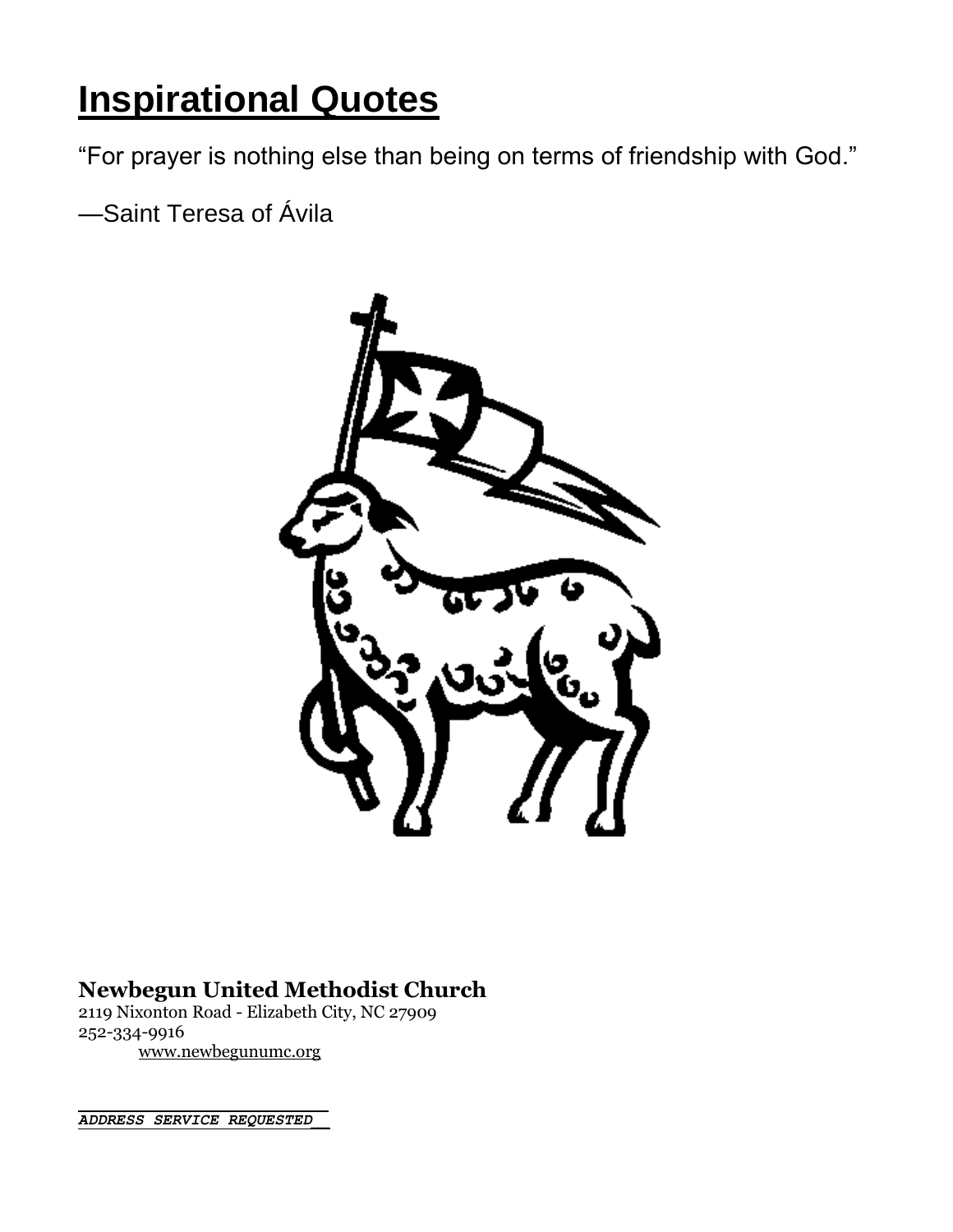# Inspirational Quotes

"For prayer is nothing else than being on terms of friendship with God."

—Saint Teresa of Ávila

**Newbegun United Methodist Church**
2119 Nixonton Road - Elizabeth City, NC 27909
252-334-9916
www.newbegunumc.org

***ADDRESS SERVICE REQUESTED***